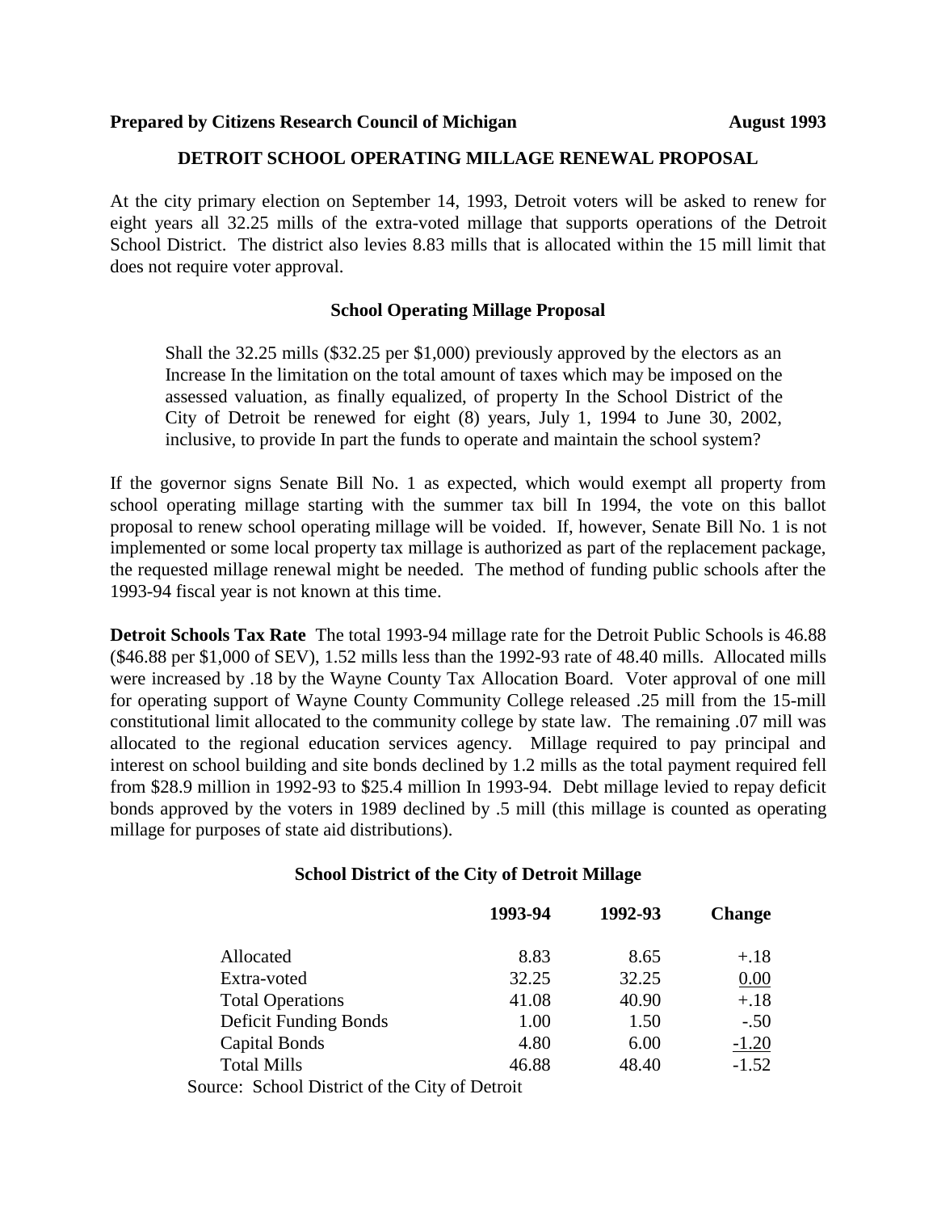**Prepared by Citizens Research Council of Michigan** **August 1993**

## DETROIT SCHOOL OPERATING MILLAGE RENEWAL PROPOSAL

At the city primary election on September 14, 1993, Detroit voters will be asked to renew for eight years all 32.25 mills of the extra-voted millage that supports operations of the Detroit School District. The district also levies 8.83 mills that is allocated within the 15 mill limit that does not require voter approval.

### School Operating Millage Proposal

> Shall the 32.25 mills ($32.25 per $1,000) previously approved by the electors as an Increase In the limitation on the total amount of taxes which may be imposed on the assessed valuation, as finally equalized, of property In the School District of the City of Detroit be renewed for eight (8) years, July 1, 1994 to June 30, 2002, inclusive, to provide In part the funds to operate and maintain the school system?

If the governor signs Senate Bill No. 1 as expected, which would exempt all property from school operating millage starting with the summer tax bill In 1994, the vote on this ballot proposal to renew school operating millage will be voided. If, however, Senate Bill No. 1 is not implemented or some local property tax millage is authorized as part of the replacement package, the requested millage renewal might be needed. The method of funding public schools after the 1993-94 fiscal year is not known at this time.

**Detroit Schools Tax Rate** The total 1993-94 millage rate for the Detroit Public Schools is 46.88 ($46.88 per $1,000 of SEV), 1.52 mills less than the 1992-93 rate of 48.40 mills. Allocated mills were increased by .18 by the Wayne County Tax Allocation Board. Voter approval of one mill for operating support of Wayne County Community College released .25 mill from the 15-mill constitutional limit allocated to the community college by state law. The remaining .07 mill was allocated to the regional education services agency. Millage required to pay principal and interest on school building and site bonds declined by 1.2 mills as the total payment required fell from $28.9 million in 1992-93 to $25.4 million In 1993-94. Debt millage levied to repay deficit bonds approved by the voters in 1989 declined by .5 mill (this millage is counted as operating millage for purposes of state aid distributions).

### School District of the City of Detroit Millage

| | 1993-94 | 1992-93 | Change |
|---|---|---|---|
| Allocated | 8.83 | 8.65 | +.18 |
| Extra-voted | 32.25 | 32.25 | 0.00 |
| Total Operations | 41.08 | 40.90 | +.18 |
| Deficit Funding Bonds | 1.00 | 1.50 | -.50 |
| Capital Bonds | 4.80 | 6.00 | -1.20 |
| Total Mills | 46.88 | 48.40 | -1.52 |

Source: School District of the City of Detroit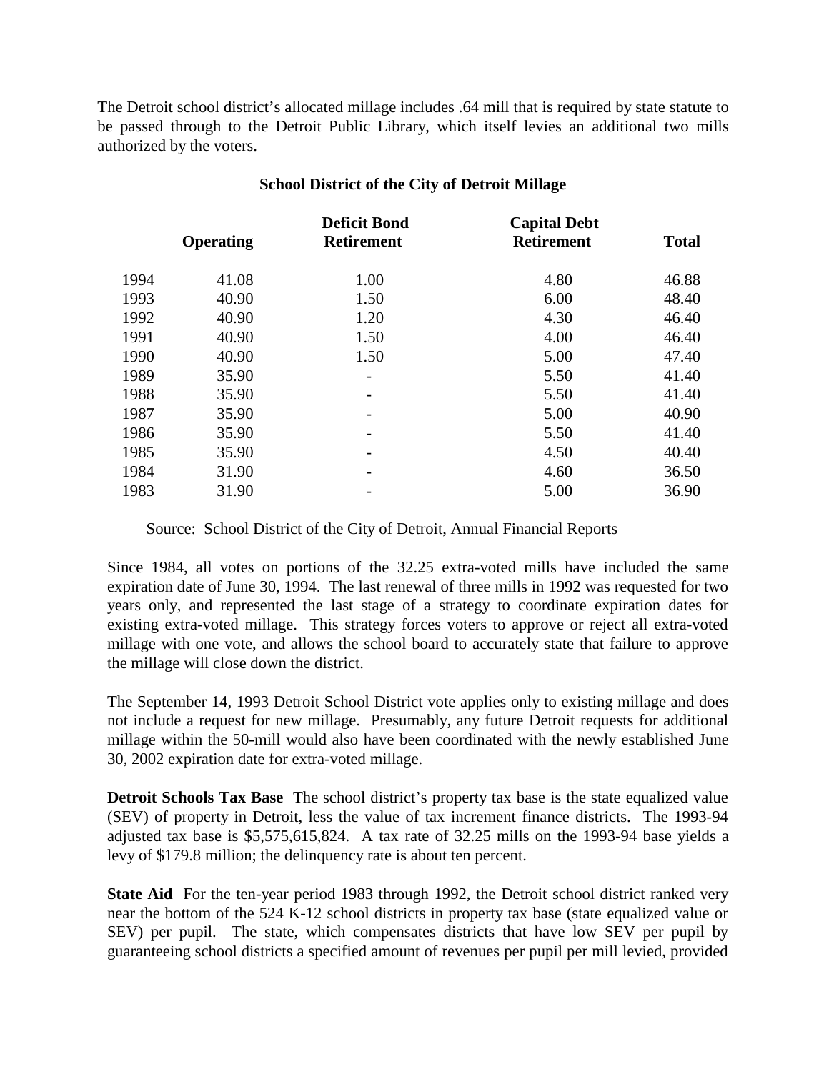The Detroit school district's allocated millage includes .64 mill that is required by state statute to be passed through to the Detroit Public Library, which itself levies an additional two mills authorized by the voters.

**School District of the City of Detroit Millage**

| | Operating | Deficit Bond Retirement | Capital Debt Retirement | Total |
|---|---|---|---|---|
| 1994 | 41.08 | 1.00 | 4.80 | 46.88 |
| 1993 | 40.90 | 1.50 | 6.00 | 48.40 |
| 1992 | 40.90 | 1.20 | 4.30 | 46.40 |
| 1991 | 40.90 | 1.50 | 4.00 | 46.40 |
| 1990 | 40.90 | 1.50 | 5.00 | 47.40 |
| 1989 | 35.90 | - | 5.50 | 41.40 |
| 1988 | 35.90 | - | 5.50 | 41.40 |
| 1987 | 35.90 | - | 5.00 | 40.90 |
| 1986 | 35.90 | - | 5.50 | 41.40 |
| 1985 | 35.90 | - | 4.50 | 40.40 |
| 1984 | 31.90 | - | 4.60 | 36.50 |
| 1983 | 31.90 | - | 5.00 | 36.90 |

Source: School District of the City of Detroit, Annual Financial Reports

Since 1984, all votes on portions of the 32.25 extra-voted mills have included the same expiration date of June 30, 1994. The last renewal of three mills in 1992 was requested for two years only, and represented the last stage of a strategy to coordinate expiration dates for existing extra-voted millage. This strategy forces voters to approve or reject all extra-voted millage with one vote, and allows the school board to accurately state that failure to approve the millage will close down the district.

The September 14, 1993 Detroit School District vote applies only to existing millage and does not include a request for new millage. Presumably, any future Detroit requests for additional millage within the 50-mill would also have been coordinated with the newly established June 30, 2002 expiration date for extra-voted millage.

**Detroit Schools Tax Base** The school district's property tax base is the state equalized value (SEV) of property in Detroit, less the value of tax increment finance districts. The 1993-94 adjusted tax base is $5,575,615,824. A tax rate of 32.25 mills on the 1993-94 base yields a levy of $179.8 million; the delinquency rate is about ten percent.

**State Aid** For the ten-year period 1983 through 1992, the Detroit school district ranked very near the bottom of the 524 K-12 school districts in property tax base (state equalized value or SEV) per pupil. The state, which compensates districts that have low SEV per pupil by guaranteeing school districts a specified amount of revenues per pupil per mill levied, provided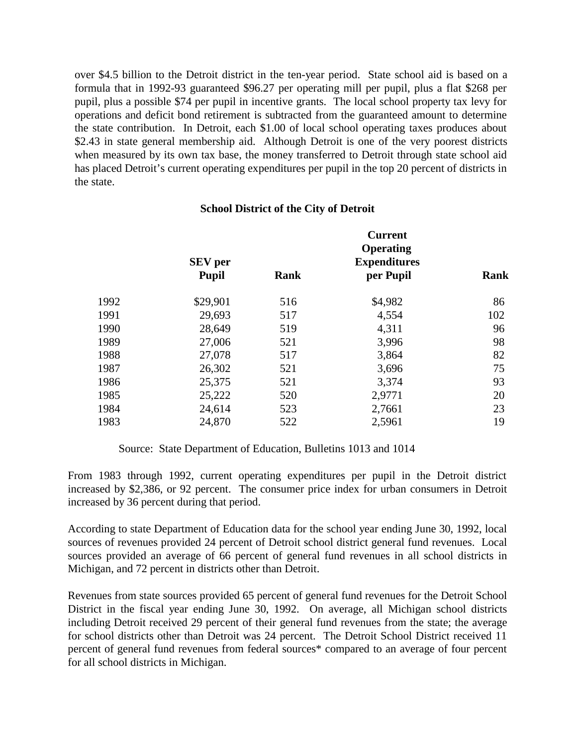over $4.5 billion to the Detroit district in the ten-year period. State school aid is based on a formula that in 1992-93 guaranteed $96.27 per operating mill per pupil, plus a flat $268 per pupil, plus a possible $74 per pupil in incentive grants. The local school property tax levy for operations and deficit bond retirement is subtracted from the guaranteed amount to determine the state contribution. In Detroit, each $1.00 of local school operating taxes produces about $2.43 in state general membership aid. Although Detroit is one of the very poorest districts when measured by its own tax base, the money transferred to Detroit through state school aid has placed Detroit's current operating expenditures per pupil in the top 20 percent of districts in the state.

**School District of the City of Detroit**

| | **SEV per Pupil** | **Rank** | **Current Operating Expenditures per Pupil** | **Rank** |
|---|---|---|---|---|
| 1992 | $29,901 | 516 | $4,982 | 86 |
| 1991 | 29,693 | 517 | 4,554 | 102 |
| 1990 | 28,649 | 519 | 4,311 | 96 |
| 1989 | 27,006 | 521 | 3,996 | 98 |
| 1988 | 27,078 | 517 | 3,864 | 82 |
| 1987 | 26,302 | 521 | 3,696 | 75 |
| 1986 | 25,375 | 521 | 3,374 | 93 |
| 1985 | 25,222 | 520 | 2,9771 | 20 |
| 1984 | 24,614 | 523 | 2,7661 | 23 |
| 1983 | 24,870 | 522 | 2,5961 | 19 |

Source: State Department of Education, Bulletins 1013 and 1014

From 1983 through 1992, current operating expenditures per pupil in the Detroit district increased by $2,386, or 92 percent. The consumer price index for urban consumers in Detroit increased by 36 percent during that period.

According to state Department of Education data for the school year ending June 30, 1992, local sources of revenues provided 24 percent of Detroit school district general fund revenues. Local sources provided an average of 66 percent of general fund revenues in all school districts in Michigan, and 72 percent in districts other than Detroit.

Revenues from state sources provided 65 percent of general fund revenues for the Detroit School District in the fiscal year ending June 30, 1992. On average, all Michigan school districts including Detroit received 29 percent of their general fund revenues from the state; the average for school districts other than Detroit was 24 percent. The Detroit School District received 11 percent of general fund revenues from federal sources* compared to an average of four percent for all school districts in Michigan.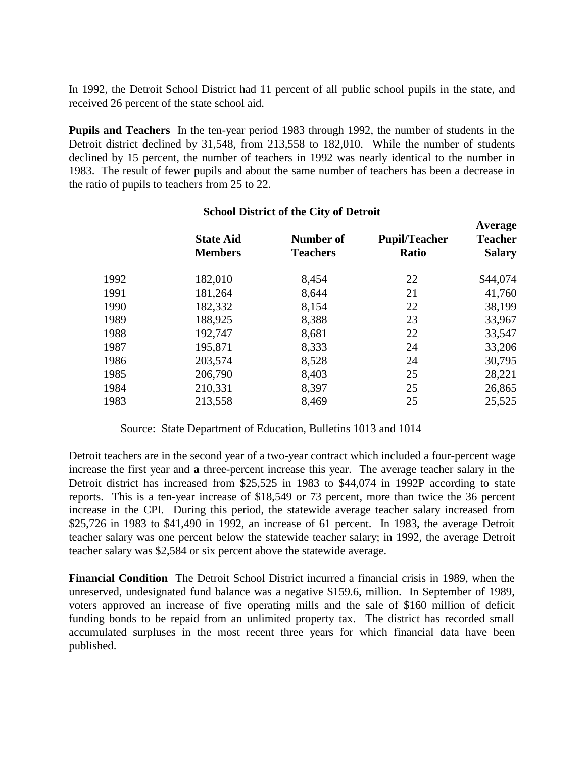In 1992, the Detroit School District had 11 percent of all public school pupils in the state, and received 26 percent of the state school aid.

**Pupils and Teachers** In the ten-year period 1983 through 1992, the number of students in the Detroit district declined by 31,548, from 213,558 to 182,010. While the number of students declined by 15 percent, the number of teachers in 1992 was nearly identical to the number in 1983. The result of fewer pupils and about the same number of teachers has been a decrease in the ratio of pupils to teachers from 25 to 22.

**School District of the City of Detroit**

| | State Aid Members | Number of Teachers | Pupil/Teacher Ratio | Average Teacher Salary |
|---|---|---|---|---|
| 1992 | 182,010 | 8,454 | 22 | $44,074 |
| 1991 | 181,264 | 8,644 | 21 | 41,760 |
| 1990 | 182,332 | 8,154 | 22 | 38,199 |
| 1989 | 188,925 | 8,388 | 23 | 33,967 |
| 1988 | 192,747 | 8,681 | 22 | 33,547 |
| 1987 | 195,871 | 8,333 | 24 | 33,206 |
| 1986 | 203,574 | 8,528 | 24 | 30,795 |
| 1985 | 206,790 | 8,403 | 25 | 28,221 |
| 1984 | 210,331 | 8,397 | 25 | 26,865 |
| 1983 | 213,558 | 8,469 | 25 | 25,525 |

Source: State Department of Education, Bulletins 1013 and 1014

Detroit teachers are in the second year of a two-year contract which included a four-percent wage increase the first year and **a** three-percent increase this year. The average teacher salary in the Detroit district has increased from $25,525 in 1983 to $44,074 in 1992P according to state reports. This is a ten-year increase of $18,549 or 73 percent, more than twice the 36 percent increase in the CPI. During this period, the statewide average teacher salary increased from $25,726 in 1983 to $41,490 in 1992, an increase of 61 percent. In 1983, the average Detroit teacher salary was one percent below the statewide teacher salary; in 1992, the average Detroit teacher salary was $2,584 or six percent above the statewide average.

**Financial Condition** The Detroit School District incurred a financial crisis in 1989, when the unreserved, undesignated fund balance was a negative $159.6, million. In September of 1989, voters approved an increase of five operating mills and the sale of $160 million of deficit funding bonds to be repaid from an unlimited property tax. The district has recorded small accumulated surpluses in the most recent three years for which financial data have been published.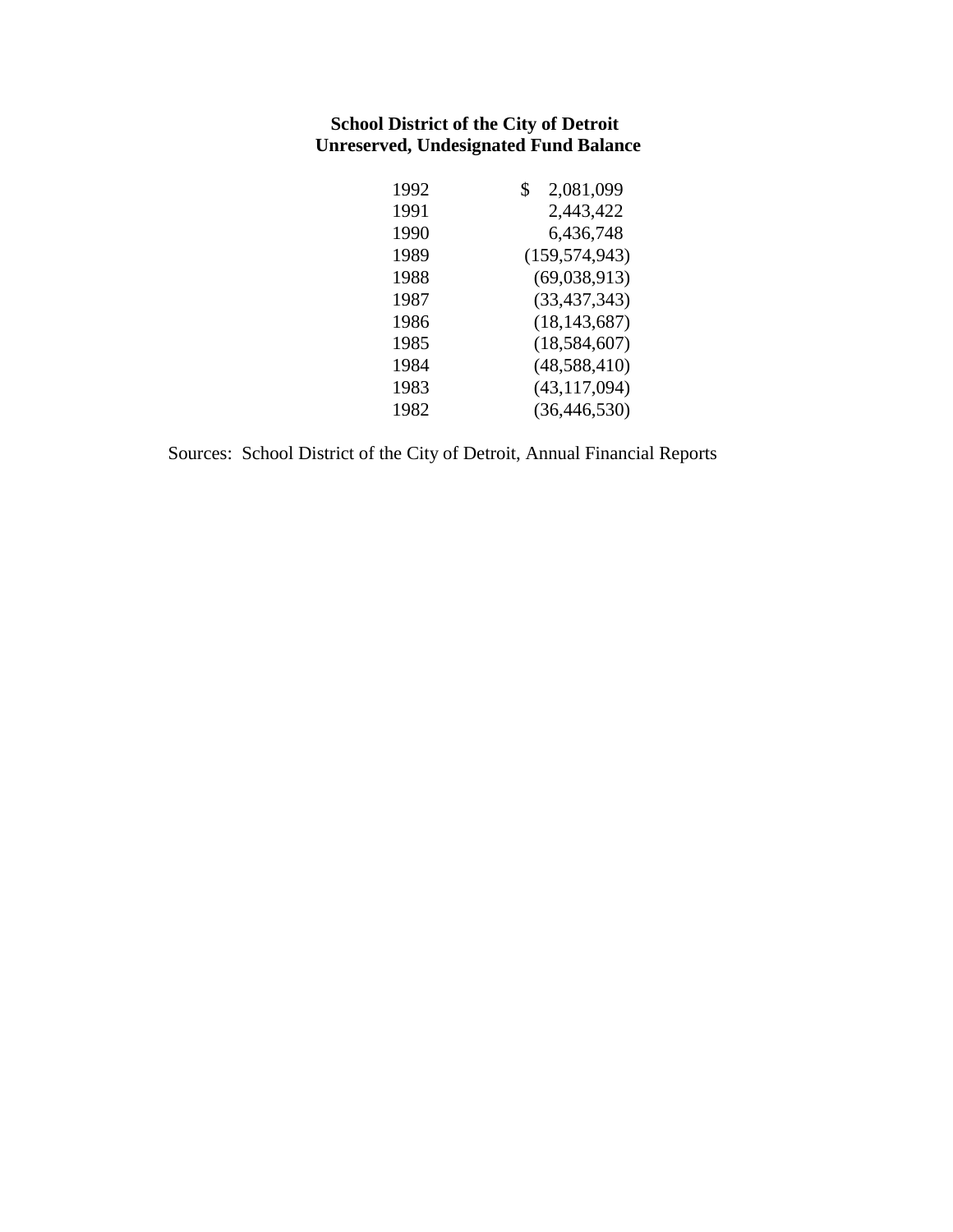**School District of the City of Detroit**
**Unreserved, Undesignated Fund Balance**

| | |
|---|---|
| 1992 | $ 2,081,099 |
| 1991 | 2,443,422 |
| 1990 | 6,436,748 |
| 1989 | (159,574,943) |
| 1988 | (69,038,913) |
| 1987 | (33,437,343) |
| 1986 | (18,143,687) |
| 1985 | (18,584,607) |
| 1984 | (48,588,410) |
| 1983 | (43,117,094) |
| 1982 | (36,446,530) |

Sources: School District of the City of Detroit, Annual Financial Reports